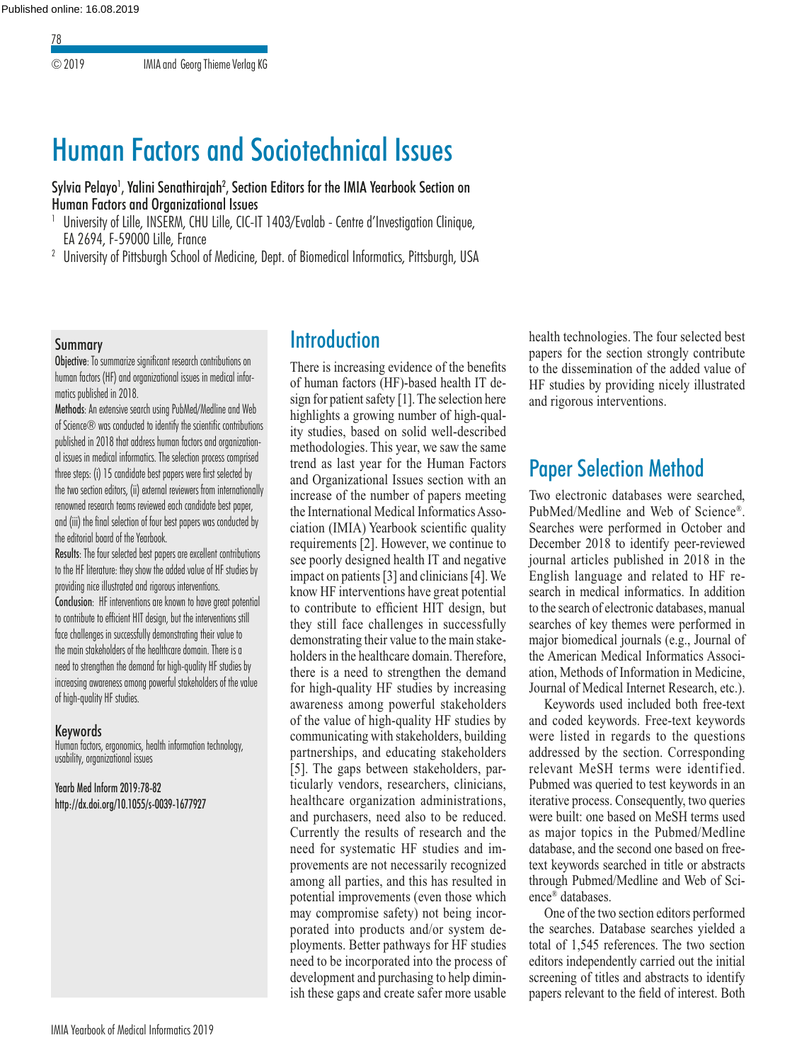# Human Factors and Sociotechnical Issues

**Sylvia Pelayo[1], Yalini Senathirajah[2], Section Editors for the IMIA Yearbook Section on Human Factors and Organizational Issues**

[1] University of Lille, INSERM, CHU Lille, CIC-IT 1403/Evalab - Centre d'Investigation Clinique, EA 2694, F-59000 Lille, France

[2] University of Pittsburgh School of Medicine, Dept. of Biomedical Informatics, Pittsburgh, USA

## Summary

**Objective**: To summarize significant research contributions on human factors (HF) and organizational issues in medical informatics published in 2018.

**Methods**: An extensive search using PubMed/Medline and Web of Science® was conducted to identify the scientific contributions published in 2018 that address human factors and organizational issues in medical informatics. The selection process comprised three steps: (i) 15 candidate best papers were first selected by the two section editors, (ii) external reviewers from internationally renowned research teams reviewed each candidate best paper, and (iii) the final selection of four best papers was conducted by the editorial board of the Yearbook.

**Results**: The four selected best papers are excellent contributions to the HF literature: they show the added value of HF studies by providing nice illustrated and rigorous interventions.

**Conclusion**: HF interventions are known to have great potential to contribute to efficient HIT design, but the interventions still face challenges in successfully demonstrating their value to the main stakeholders of the healthcare domain. There is a need to strengthen the demand for high-quality HF studies by increasing awareness among powerful stakeholders of the value of high-quality HF studies.

## Keywords

Human factors, ergonomics, health information technology, usability, organizational issues

Yearb Med Inform 2019:78-82
http://dx.doi.org/10.1055/s-0039-1677927

## Introduction

There is increasing evidence of the benefits of human factors (HF)-based health IT design for patient safety [1]. The selection here highlights a growing number of high-quality studies, based on solid well-described methodologies. This year, we saw the same trend as last year for the Human Factors and Organizational Issues section with an increase of the number of papers meeting the International Medical Informatics Association (IMIA) Yearbook scientific quality requirements [2]. However, we continue to see poorly designed health IT and negative impact on patients [3] and clinicians [4]. We know HF interventions have great potential to contribute to efficient HIT design, but they still face challenges in successfully demonstrating their value to the main stakeholders in the healthcare domain. Therefore, there is a need to strengthen the demand for high-quality HF studies by increasing awareness among powerful stakeholders of the value of high-quality HF studies by communicating with stakeholders, building partnerships, and educating stakeholders [5]. The gaps between stakeholders, particularly vendors, researchers, clinicians, healthcare organization administrations, and purchasers, need also to be reduced. Currently the results of research and the need for systematic HF studies and improvements are not necessarily recognized among all parties, and this has resulted in potential improvements (even those which may compromise safety) not being incorporated into products and/or system deployments. Better pathways for HF studies need to be incorporated into the process of development and purchasing to help diminish these gaps and create safer more usable health technologies. The four selected best papers for the section strongly contribute to the dissemination of the added value of HF studies by providing nicely illustrated and rigorous interventions.

## Paper Selection Method

Two electronic databases were searched, PubMed/Medline and Web of Science®. Searches were performed in October and December 2018 to identify peer-reviewed journal articles published in 2018 in the English language and related to HF research in medical informatics. In addition to the search of electronic databases, manual searches of key themes were performed in major biomedical journals (e.g., Journal of the American Medical Informatics Association, Methods of Information in Medicine, Journal of Medical Internet Research, etc.).

Keywords used included both free-text and coded keywords. Free-text keywords were listed in regards to the questions addressed by the section. Corresponding relevant MeSH terms were identified. Pubmed was queried to test keywords in an iterative process. Consequently, two queries were built: one based on MeSH terms used as major topics in the Pubmed/Medline database, and the second one based on free-text keywords searched in title or abstracts through Pubmed/Medline and Web of Science® databases.

One of the two section editors performed the searches. Database searches yielded a total of 1,545 references. The two section editors independently carried out the initial screening of titles and abstracts to identify papers relevant to the field of interest. Both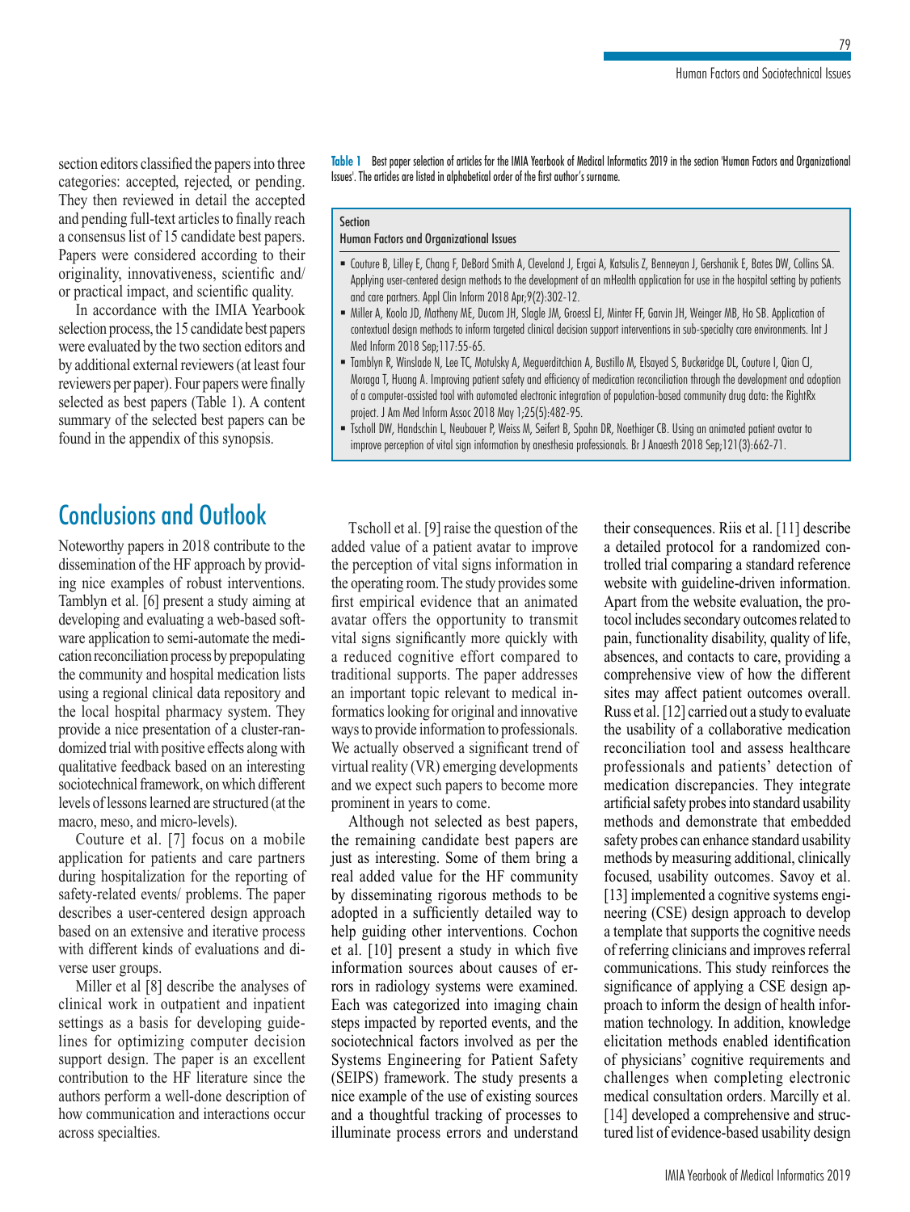section editors classified the papers into three categories: accepted, rejected, or pending. They then reviewed in detail the accepted and pending full-text articles to finally reach a consensus list of 15 candidate best papers. Papers were considered according to their originality, innovativeness, scientific and/or practical impact, and scientific quality.

In accordance with the IMIA Yearbook selection process, the 15 candidate best papers were evaluated by the two section editors and by additional external reviewers (at least four reviewers per paper). Four papers were finally selected as best papers (Table 1). A content summary of the selected best papers can be found in the appendix of this synopsis.

**Table 1** Best paper selection of articles for the IMIA Yearbook of Medical Informatics 2019 in the section 'Human Factors and Organizational Issues'. The articles are listed in alphabetical order of the first author's surname.

| Section<br>Human Factors and Organizational Issues |
|---|
| ▪ Couture B, Lilley E, Chang F, DeBord Smith A, Cleveland J, Ergai A, Katsulis Z, Benneyan J, Gershanik E, Bates DW, Collins SA. Applying user-centered design methods to the development of an mHealth application for use in the hospital setting by patients and care partners. Appl Clin Inform 2018 Apr;9(2):302-12. |
| ▪ Miller A, Koola JD, Matheny ME, Ducom JH, Slagle JM, Groessl EJ, Minter FF, Garvin JH, Weinger MB, Ho SB. Application of contextual design methods to inform targeted clinical decision support interventions in sub-specialty care environments. Int J Med Inform 2018 Sep;117:55-65. |
| ▪ Tamblyn R, Winslade N, Lee TC, Motulsky A, Meguerditchian A, Bustillo M, Elsayed S, Buckeridge DL, Couture I, Qian CJ, Moraga T, Huang A. Improving patient safety and efficiency of medication reconciliation through the development and adoption of a computer-assisted tool with automated electronic integration of population-based community drug data: the RightRx project. J Am Med Inform Assoc 2018 May 1;25(5):482-95. |
| ▪ Tscholl DW, Handschin L, Neubauer P, Weiss M, Seifert B, Spahn DR, Noethiger CB. Using an animated patient avatar to improve perception of vital sign information by anesthesia professionals. Br J Anaesth 2018 Sep;121(3):662-71. |

## Conclusions and Outlook

Noteworthy papers in 2018 contribute to the dissemination of the HF approach by providing nice examples of robust interventions. Tamblyn et al. [6] present a study aiming at developing and evaluating a web-based software application to semi-automate the medication reconciliation process by prepopulating the community and hospital medication lists using a regional clinical data repository and the local hospital pharmacy system. They provide a nice presentation of a cluster-randomized trial with positive effects along with qualitative feedback based on an interesting sociotechnical framework, on which different levels of lessons learned are structured (at the macro, meso, and micro-levels).

Couture et al. [7] focus on a mobile application for patients and care partners during hospitalization for the reporting of safety-related events/ problems. The paper describes a user-centered design approach based on an extensive and iterative process with different kinds of evaluations and diverse user groups.

Miller et al [8] describe the analyses of clinical work in outpatient and inpatient settings as a basis for developing guidelines for optimizing computer decision support design. The paper is an excellent contribution to the HF literature since the authors perform a well-done description of how communication and interactions occur across specialties.

Tscholl et al. [9] raise the question of the added value of a patient avatar to improve the perception of vital signs information in the operating room. The study provides some first empirical evidence that an animated avatar offers the opportunity to transmit vital signs significantly more quickly with a reduced cognitive effort compared to traditional supports. The paper addresses an important topic relevant to medical informatics looking for original and innovative ways to provide information to professionals. We actually observed a significant trend of virtual reality (VR) emerging developments and we expect such papers to become more prominent in years to come.

Although not selected as best papers, the remaining candidate best papers are just as interesting. Some of them bring a real added value for the HF community by disseminating rigorous methods to be adopted in a sufficiently detailed way to help guiding other interventions. Cochon et al. [10] present a study in which five information sources about causes of errors in radiology systems were examined. Each was categorized into imaging chain steps impacted by reported events, and the sociotechnical factors involved as per the Systems Engineering for Patient Safety (SEIPS) framework. The study presents a nice example of the use of existing sources and a thoughtful tracking of processes to illuminate process errors and understand their consequences. Riis et al. [11] describe a detailed protocol for a randomized controlled trial comparing a standard reference website with guideline-driven information. Apart from the website evaluation, the protocol includes secondary outcomes related to pain, functionality disability, quality of life, absences, and contacts to care, providing a comprehensive view of how the different sites may affect patient outcomes overall. Russ et al. [12] carried out a study to evaluate the usability of a collaborative medication reconciliation tool and assess healthcare professionals and patients' detection of medication discrepancies. They integrate artificial safety probes into standard usability methods and demonstrate that embedded safety probes can enhance standard usability methods by measuring additional, clinically focused, usability outcomes. Savoy et al. [13] implemented a cognitive systems engineering (CSE) design approach to develop a template that supports the cognitive needs of referring clinicians and improves referral communications. This study reinforces the significance of applying a CSE design approach to inform the design of health information technology. In addition, knowledge elicitation methods enabled identification of physicians' cognitive requirements and challenges when completing electronic medical consultation orders. Marcilly et al. [14] developed a comprehensive and structured list of evidence-based usability design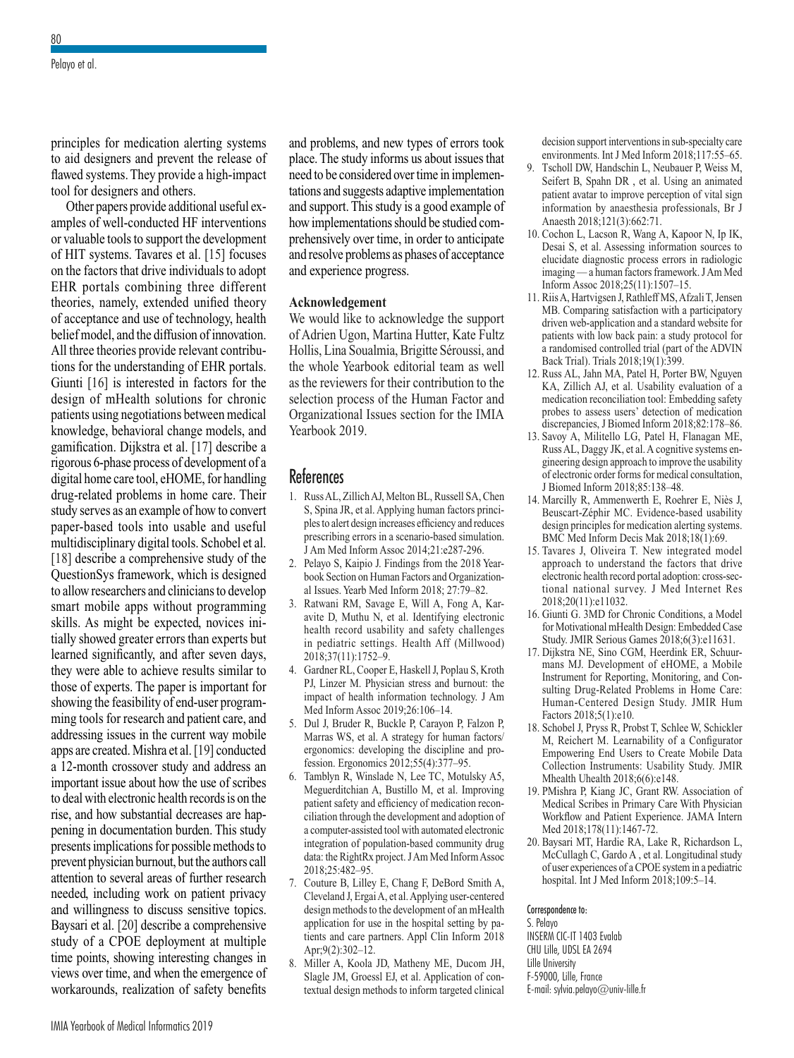principles for medication alerting systems to aid designers and prevent the release of flawed systems. They provide a high-impact tool for designers and others.

Other papers provide additional useful examples of well-conducted HF interventions or valuable tools to support the development of HIT systems. Tavares et al. [15] focuses on the factors that drive individuals to adopt EHR portals combining three different theories, namely, extended unified theory of acceptance and use of technology, health belief model, and the diffusion of innovation. All three theories provide relevant contributions for the understanding of EHR portals. Giunti [16] is interested in factors for the design of mHealth solutions for chronic patients using negotiations between medical knowledge, behavioral change models, and gamification. Dijkstra et al. [17] describe a rigorous 6-phase process of development of a digital home care tool, eHOME, for handling drug-related problems in home care. Their study serves as an example of how to convert paper-based tools into usable and useful multidisciplinary digital tools. Schobel et al. [18] describe a comprehensive study of the QuestionSys framework, which is designed to allow researchers and clinicians to develop smart mobile apps without programming skills. As might be expected, novices initially showed greater errors than experts but learned significantly, and after seven days, they were able to achieve results similar to those of experts. The paper is important for showing the feasibility of end-user programming tools for research and patient care, and addressing issues in the current way mobile apps are created. Mishra et al. [19] conducted a 12-month crossover study and address an important issue about how the use of scribes to deal with electronic health records is on the rise, and how substantial decreases are happening in documentation burden. This study presents implications for possible methods to prevent physician burnout, but the authors call attention to several areas of further research needed, including work on patient privacy and willingness to discuss sensitive topics. Baysari et al. [20] describe a comprehensive study of a CPOE deployment at multiple time points, showing interesting changes in views over time, and when the emergence of workarounds, realization of safety benefits and problems, and new types of errors took place. The study informs us about issues that need to be considered over time in implementations and suggests adaptive implementation and support. This study is a good example of how implementations should be studied comprehensively over time, in order to anticipate and resolve problems as phases of acceptance and experience progress.

**Acknowledgement**

We would like to acknowledge the support of Adrien Ugon, Martina Hutter, Kate Fultz Hollis, Lina Soualmia, Brigitte Séroussi, and the whole Yearbook editorial team as well as the reviewers for their contribution to the selection process of the Human Factor and Organizational Issues section for the IMIA Yearbook 2019.

## References

1. Russ AL, Zillich AJ, Melton BL, Russell SA, Chen S, Spina JR, et al. Applying human factors principles to alert design increases efficiency and reduces prescribing errors in a scenario-based simulation. J Am Med Inform Assoc 2014;21:e287-296.
2. Pelayo S, Kaipio J. Findings from the 2018 Yearbook Section on Human Factors and Organizational Issues. Yearb Med Inform 2018; 27:79–82.
3. Ratwani RM, Savage E, Will A, Fong A, Karavite D, Muthu N, et al. Identifying electronic health record usability and safety challenges in pediatric settings. Health Aff (Millwood) 2018;37(11):1752–9.
4. Gardner RL, Cooper E, Haskell J, Poplau S, Kroth PJ, Linzer M. Physician stress and burnout: the impact of health information technology. J Am Med Inform Assoc 2019;26:106–14.
5. Dul J, Bruder R, Buckle P, Carayon P, Falzon P, Marras WS, et al. A strategy for human factors/ergonomics: developing the discipline and profession. Ergonomics 2012;55(4):377–95.
6. Tamblyn R, Winslade N, Lee TC, Motulsky A5, Meguerditchian A, Bustillo M, et al. Improving patient safety and efficiency of medication reconciliation through the development and adoption of a computer-assisted tool with automated electronic integration of population-based community drug data: the RightRx project. J Am Med Inform Assoc 2018;25:482–95.
7. Couture B, Lilley E, Chang F, DeBord Smith A, Cleveland J, Ergai A, et al. Applying user-centered design methods to the development of an mHealth application for use in the hospital setting by patients and care partners. Appl Clin Inform 2018 Apr;9(2):302–12.
8. Miller A, Koola JD, Matheny ME, Ducom JH, Slagle JM, Groessl EJ, et al. Application of contextual design methods to inform targeted clinical decision support interventions in sub-specialty care environments. Int J Med Inform 2018;117:55–65.
9. Tscholl DW, Handschin L, Neubauer P, Weiss M, Seifert B, Spahn DR , et al. Using an animated patient avatar to improve perception of vital sign information by anaesthesia professionals, Br J Anaesth 2018;121(3):662:71.
10. Cochon L, Lacson R, Wang A, Kapoor N, Ip IK, Desai S, et al. Assessing information sources to elucidate diagnostic process errors in radiologic imaging — a human factors framework. J Am Med Inform Assoc 2018;25(11):1507–15.
11. Riis A, Hartvigsen J, Rathleff MS, Afzali T, Jensen MB. Comparing satisfaction with a participatory driven web-application and a standard website for patients with low back pain: a study protocol for a randomised controlled trial (part of the ADVIN Back Trial). Trials 2018;19(1):399.
12. Russ AL, Jahn MA, Patel H, Porter BW, Nguyen KA, Zillich AJ, et al. Usability evaluation of a medication reconciliation tool: Embedding safety probes to assess users' detection of medication discrepancies, J Biomed Inform 2018;82:178–86.
13. Savoy A, Militello LG, Patel H, Flanagan ME, Russ AL, Daggy JK, et al. A cognitive systems engineering design approach to improve the usability of electronic order forms for medical consultation, J Biomed Inform 2018;85:138–48.
14. Marcilly R, Ammenwerth E, Roehrer E, Niès J, Beuscart-Zéphir MC. Evidence-based usability design principles for medication alerting systems. BMC Med Inform Decis Mak 2018;18(1):69.
15. Tavares J, Oliveira T. New integrated model approach to understand the factors that drive electronic health record portal adoption: cross-sectional national survey. J Med Internet Res 2018;20(11):e11032.
16. Giunti G. 3MD for Chronic Conditions, a Model for Motivational mHealth Design: Embedded Case Study. JMIR Serious Games 2018;6(3):e11631.
17. Dijkstra NE, Sino CGM, Heerdink ER, Schuurmans MJ. Development of eHOME, a Mobile Instrument for Reporting, Monitoring, and Consulting Drug-Related Problems in Home Care: Human-Centered Design Study. JMIR Hum Factors 2018;5(1):e10.
18. Schobel J, Pryss R, Probst T, Schlee W, Schickler M, Reichert M. Learnability of a Configurator Empowering End Users to Create Mobile Data Collection Instruments: Usability Study. JMIR Mhealth Uhealth 2018;6(6):e148.
19. PMishra P, Kiang JC, Grant RW. Association of Medical Scribes in Primary Care With Physician Workflow and Patient Experience. JAMA Intern Med 2018;178(11):1467-72.
20. Baysari MT, Hardie RA, Lake R, Richardson L, McCullagh C, Gardo A , et al. Longitudinal study of user experiences of a CPOE system in a pediatric hospital. Int J Med Inform 2018;109:5–14.

Correspondence to:
S. Pelayo
INSERM CIC-IT 1403 Evalab
CHU Lille, UDSL EA 2694
Lille University
F-59000, Lille, France
E-mail: sylvia.pelayo@univ-lille.fr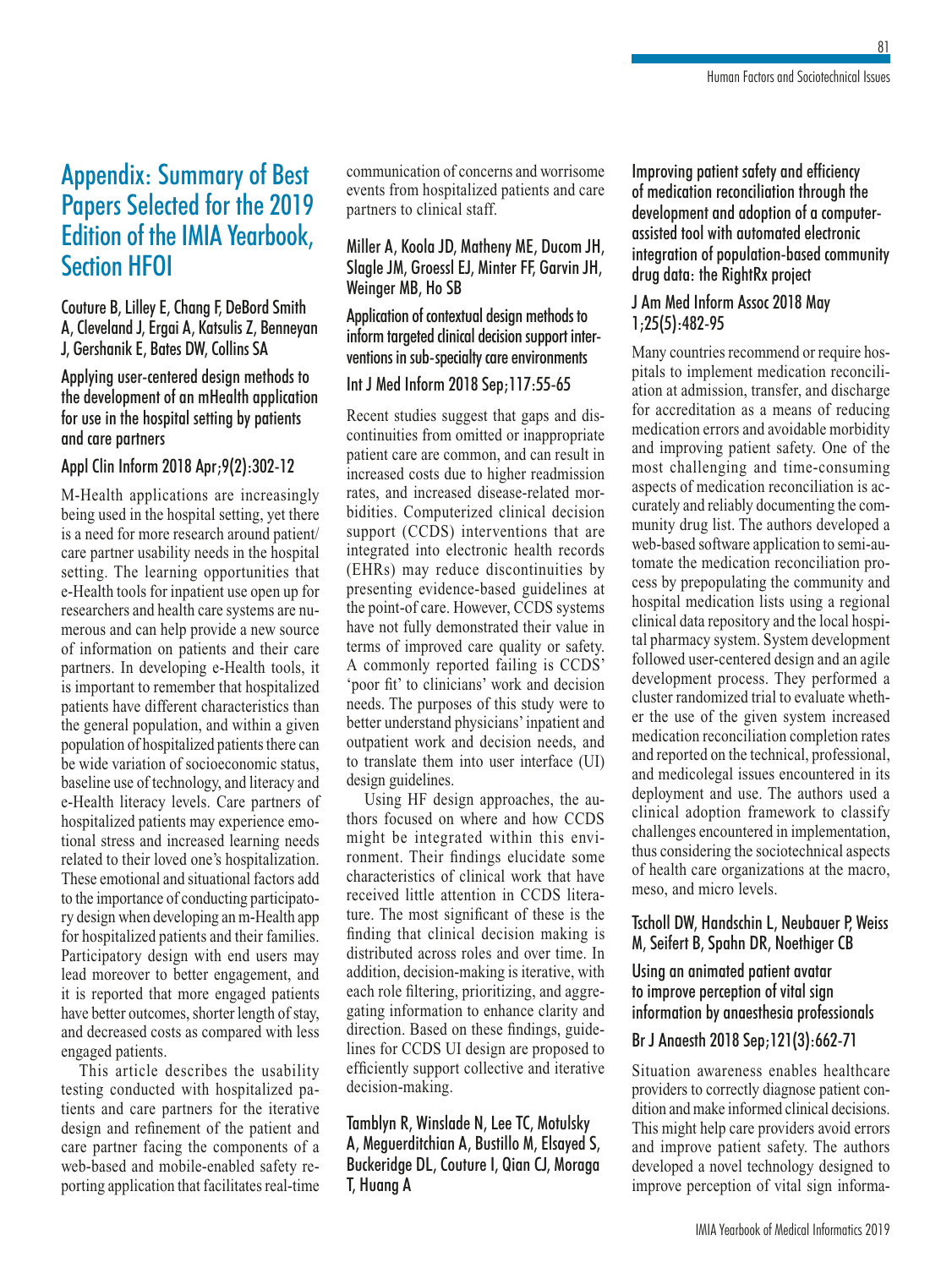# Appendix: Summary of Best Papers Selected for the 2019 Edition of the IMIA Yearbook, Section HFOI

Couture B, Lilley E, Chang F, DeBord Smith A, Cleveland J, Ergai A, Katsulis Z, Benneyan J, Gershanik E, Bates DW, Collins SA

### Applying user-centered design methods to the development of an mHealth application for use in the hospital setting by patients and care partners

Appl Clin Inform 2018 Apr;9(2):302-12

M-Health applications are increasingly being used in the hospital setting, yet there is a need for more research around patient/care partner usability needs in the hospital setting. The learning opportunities that e-Health tools for inpatient use open up for researchers and health care systems are numerous and can help provide a new source of information on patients and their care partners. In developing e-Health tools, it is important to remember that hospitalized patients have different characteristics than the general population, and within a given population of hospitalized patients there can be wide variation of socioeconomic status, baseline use of technology, and literacy and e-Health literacy levels. Care partners of hospitalized patients may experience emotional stress and increased learning needs related to their loved one's hospitalization. These emotional and situational factors add to the importance of conducting participatory design when developing an m-Health app for hospitalized patients and their families. Participatory design with end users may lead moreover to better engagement, and it is reported that more engaged patients have better outcomes, shorter length of stay, and decreased costs as compared with less engaged patients.

This article describes the usability testing conducted with hospitalized patients and care partners for the iterative design and refinement of the patient and care partner facing the components of a web-based and mobile-enabled safety reporting application that facilitates real-time communication of concerns and worrisome events from hospitalized patients and care partners to clinical staff.

Miller A, Koola JD, Matheny ME, Ducom JH, Slagle JM, Groessl EJ, Minter FF, Garvin JH, Weinger MB, Ho SB

### Application of contextual design methods to inform targeted clinical decision support interventions in sub-specialty care environments

Int J Med Inform 2018 Sep;117:55-65

Recent studies suggest that gaps and discontinuities from omitted or inappropriate patient care are common, and can result in increased costs due to higher readmission rates, and increased disease-related morbidities. Computerized clinical decision support (CCDS) interventions that are integrated into electronic health records (EHRs) may reduce discontinuities by presenting evidence-based guidelines at the point-of care. However, CCDS systems have not fully demonstrated their value in terms of improved care quality or safety. A commonly reported failing is CCDS' 'poor fit' to clinicians' work and decision needs. The purposes of this study were to better understand physicians' inpatient and outpatient work and decision needs, and to translate them into user interface (UI) design guidelines.

Using HF design approaches, the authors focused on where and how CCDS might be integrated within this environment. Their findings elucidate some characteristics of clinical work that have received little attention in CCDS literature. The most significant of these is the finding that clinical decision making is distributed across roles and over time. In addition, decision-making is iterative, with each role filtering, prioritizing, and aggregating information to enhance clarity and direction. Based on these findings, guidelines for CCDS UI design are proposed to efficiently support collective and iterative decision-making.

Tamblyn R, Winslade N, Lee TC, Motulsky A, Meguerditchian A, Bustillo M, Elsayed S, Buckeridge DL, Couture I, Qian CJ, Moraga T, Huang A

### Improving patient safety and efficiency of medication reconciliation through the development and adoption of a computer-assisted tool with automated electronic integration of population-based community drug data: the RightRx project

J Am Med Inform Assoc 2018 May 1;25(5):482-95

Many countries recommend or require hospitals to implement medication reconciliation at admission, transfer, and discharge for accreditation as a means of reducing medication errors and avoidable morbidity and improving patient safety. One of the most challenging and time-consuming aspects of medication reconciliation is accurately and reliably documenting the community drug list. The authors developed a web-based software application to semi-automate the medication reconciliation process by prepopulating the community and hospital medication lists using a regional clinical data repository and the local hospital pharmacy system. System development followed user-centered design and an agile development process. They performed a cluster randomized trial to evaluate whether the use of the given system increased medication reconciliation completion rates and reported on the technical, professional, and medicolegal issues encountered in its deployment and use. The authors used a clinical adoption framework to classify challenges encountered in implementation, thus considering the sociotechnical aspects of health care organizations at the macro, meso, and micro levels.

Tscholl DW, Handschin L, Neubauer P, Weiss M, Seifert B, Spahn DR, Noethiger CB

### Using an animated patient avatar to improve perception of vital sign information by anaesthesia professionals

Br J Anaesth 2018 Sep;121(3):662-71

Situation awareness enables healthcare providers to correctly diagnose patient condition and make informed clinical decisions. This might help care providers avoid errors and improve patient safety. The authors developed a novel technology designed to improve perception of vital sign informa-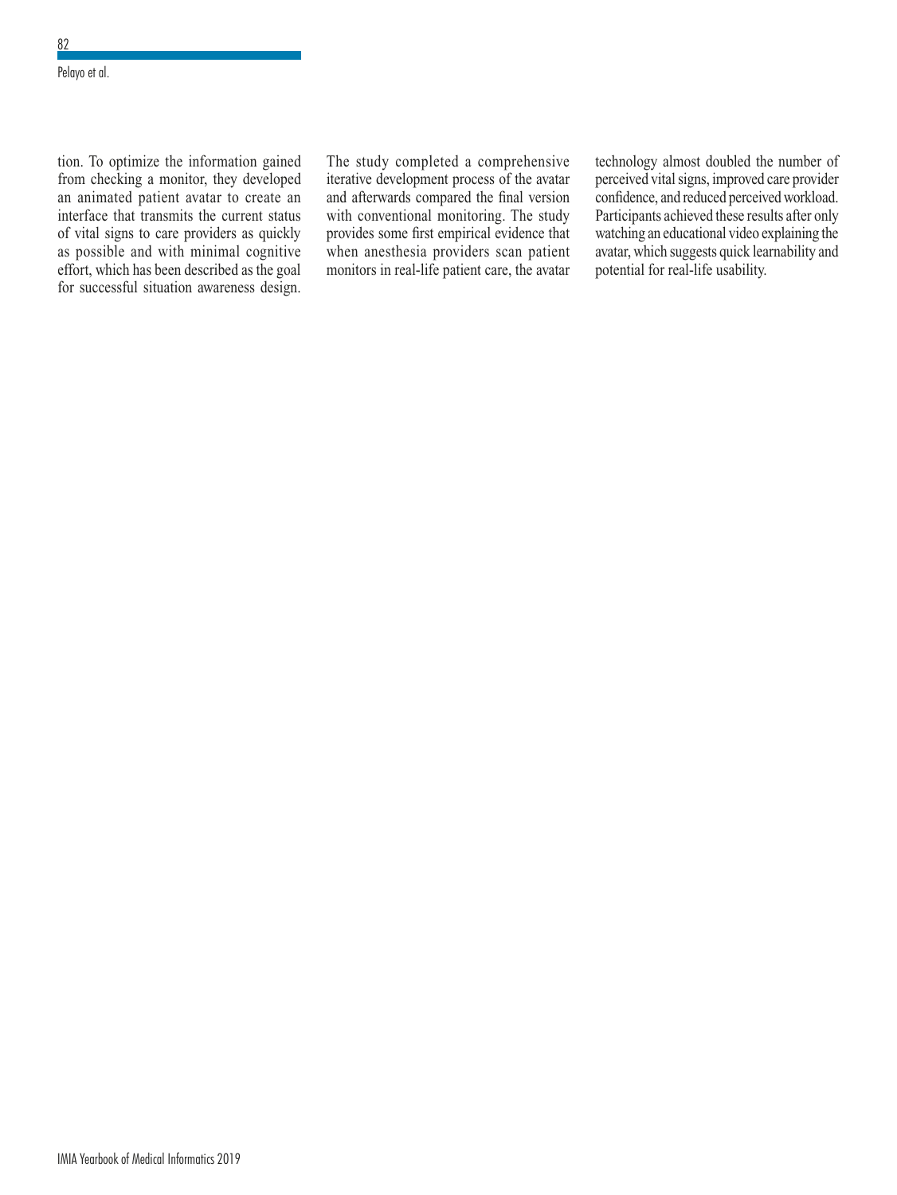tion. To optimize the information gained from checking a monitor, they developed an animated patient avatar to create an interface that transmits the current status of vital signs to care providers as quickly as possible and with minimal cognitive effort, which has been described as the goal for successful situation awareness design. The study completed a comprehensive iterative development process of the avatar and afterwards compared the final version with conventional monitoring. The study provides some first empirical evidence that when anesthesia providers scan patient monitors in real-life patient care, the avatar technology almost doubled the number of perceived vital signs, improved care provider confidence, and reduced perceived workload. Participants achieved these results after only watching an educational video explaining the avatar, which suggests quick learnability and potential for real-life usability.